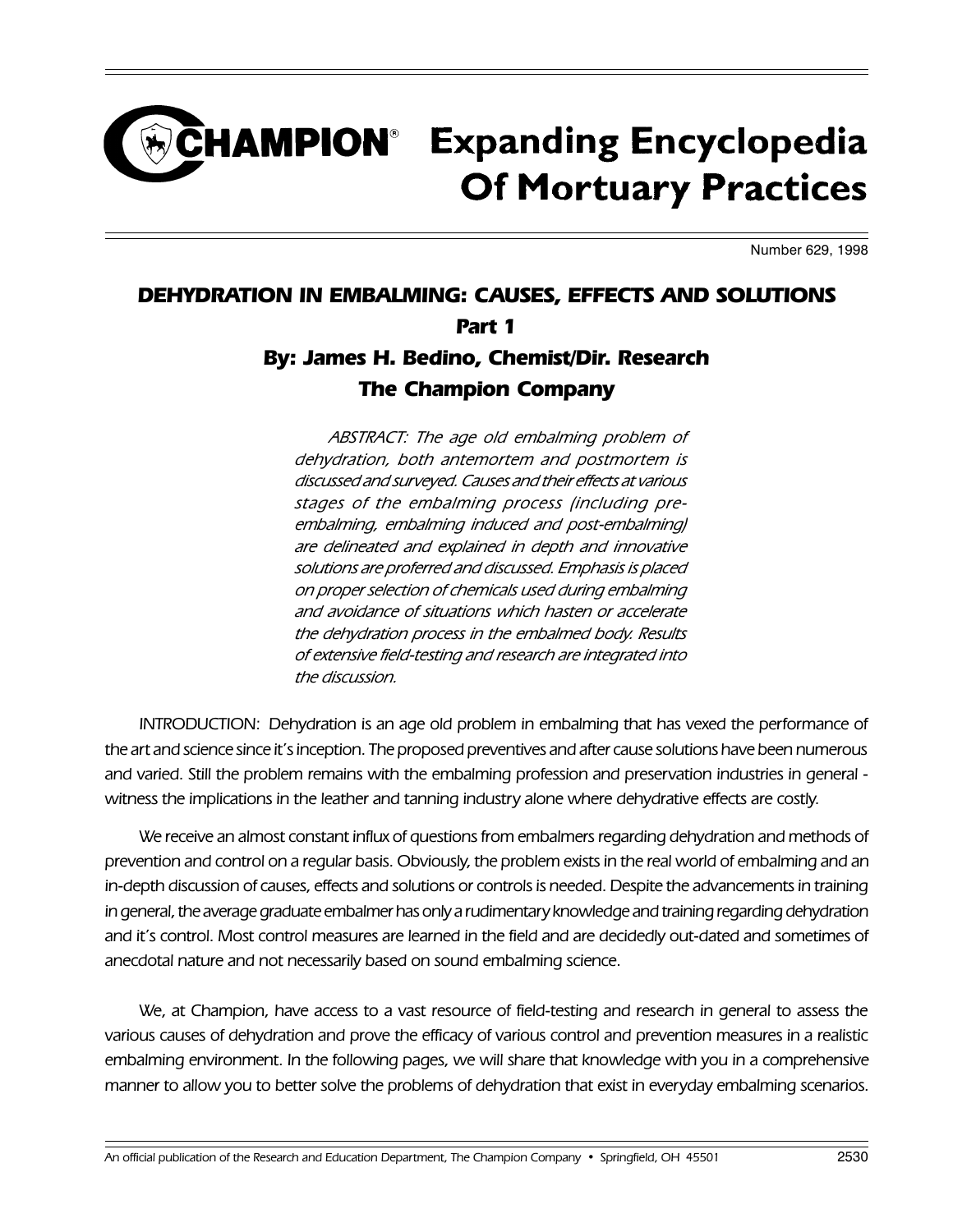# CHAMPION® Expanding Encyclopedia Of Mortuary Practices

Number 629, 1998

## *DEHYDRATION IN EMBALMING: CAUSES, EFFECTS AND SOLUTIONS*

### *Part 1*

### *By: James H. Bedino, Chemist/Dir. Research*
### *The Champion Company*

*ABSTRACT: The age old embalming problem of dehydration, both antemortem and postmortem is discussed and surveyed. Causes and their effects at various stages of the embalming process (including pre-embalming, embalming induced and post-embalming) are delineated and explained in depth and innovative solutions are proferred and discussed. Emphasis is placed on proper selection of chemicals used during embalming and avoidance of situations which hasten or accelerate the dehydration process in the embalmed body. Results of extensive field-testing and research are integrated into the discussion.*

INTRODUCTION: Dehydration is an age old problem in embalming that has vexed the performance of the art and science since it's inception. The proposed preventives and after cause solutions have been numerous and varied. Still the problem remains with the embalming profession and preservation industries in general - witness the implications in the leather and tanning industry alone where dehydrative effects are costly.

We receive an almost constant influx of questions from embalmers regarding dehydration and methods of prevention and control on a regular basis. Obviously, the problem exists in the real world of embalming and an in-depth discussion of causes, effects and solutions or controls is needed. Despite the advancements in training in general, the average graduate embalmer has only a rudimentary knowledge and training regarding dehydration and it's control. Most control measures are learned in the field and are decidedly out-dated and sometimes of anecdotal nature and not necessarily based on sound embalming science.

We, at Champion, have access to a vast resource of field-testing and research in general to assess the various causes of dehydration and prove the efficacy of various control and prevention measures in a realistic embalming environment. In the following pages, we will share that knowledge with you in a comprehensive manner to allow you to better solve the problems of dehydration that exist in everyday embalming scenarios.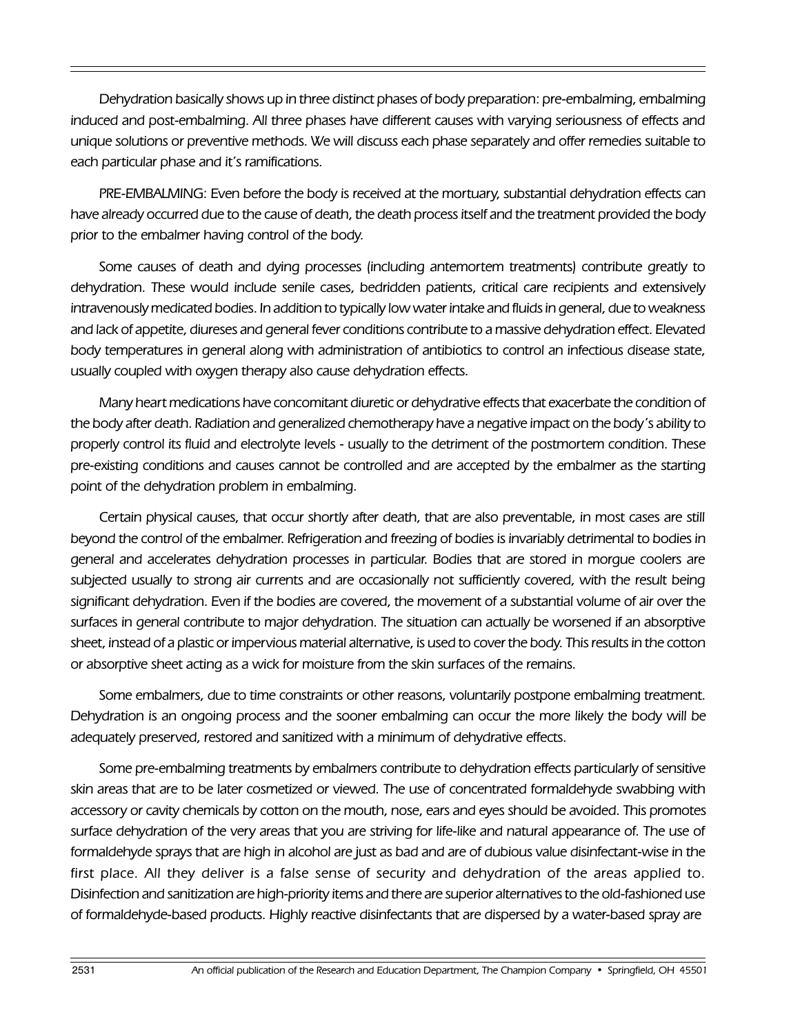*Dehydration basically shows up in three distinct phases of body preparation: pre-embalming, embalming induced and post-embalming. All three phases have different causes with varying seriousness of effects and unique solutions or preventive methods. We will discuss each phase separately and offer remedies suitable to each particular phase and it's ramifications.*

*PRE-EMBALMING: Even before the body is received at the mortuary, substantial dehydration effects can have already occurred due to the cause of death, the death process itself and the treatment provided the body prior to the embalmer having control of the body.*

*Some causes of death and dying processes (including antemortem treatments) contribute greatly to dehydration. These would include senile cases, bedridden patients, critical care recipients and extensively intravenously medicated bodies. In addition to typically low water intake and fluids in general, due to weakness and lack of appetite, diureses and general fever conditions contribute to a massive dehydration effect. Elevated body temperatures in general along with administration of antibiotics to control an infectious disease state, usually coupled with oxygen therapy also cause dehydration effects.*

*Many heart medications have concomitant diuretic or dehydrative effects that exacerbate the condition of the body after death. Radiation and generalized chemotherapy have a negative impact on the body's ability to properly control its fluid and electrolyte levels - usually to the detriment of the postmortem condition. These pre-existing conditions and causes cannot be controlled and are accepted by the embalmer as the starting point of the dehydration problem in embalming.*

*Certain physical causes, that occur shortly after death, that are also preventable, in most cases are still beyond the control of the embalmer. Refrigeration and freezing of bodies is invariably detrimental to bodies in general and accelerates dehydration processes in particular. Bodies that are stored in morgue coolers are subjected usually to strong air currents and are occasionally not sufficiently covered, with the result being significant dehydration. Even if the bodies are covered, the movement of a substantial volume of air over the surfaces in general contribute to major dehydration. The situation can actually be worsened if an absorptive sheet, instead of a plastic or impervious material alternative, is used to cover the body. This results in the cotton or absorptive sheet acting as a wick for moisture from the skin surfaces of the remains.*

*Some embalmers, due to time constraints or other reasons, voluntarily postpone embalming treatment. Dehydration is an ongoing process and the sooner embalming can occur the more likely the body will be adequately preserved, restored and sanitized with a minimum of dehydrative effects.*

*Some pre-embalming treatments by embalmers contribute to dehydration effects particularly of sensitive skin areas that are to be later cosmetized or viewed. The use of concentrated formaldehyde swabbing with accessory or cavity chemicals by cotton on the mouth, nose, ears and eyes should be avoided. This promotes surface dehydration of the very areas that you are striving for life-like and natural appearance of. The use of formaldehyde sprays that are high in alcohol are just as bad and are of dubious value disinfectant-wise in the first place. All they deliver is a false sense of security and dehydration of the areas applied to. Disinfection and sanitization are high-priority items and there are superior alternatives to the old-fashioned use of formaldehyde-based products. Highly reactive disinfectants that are dispersed by a water-based spray are*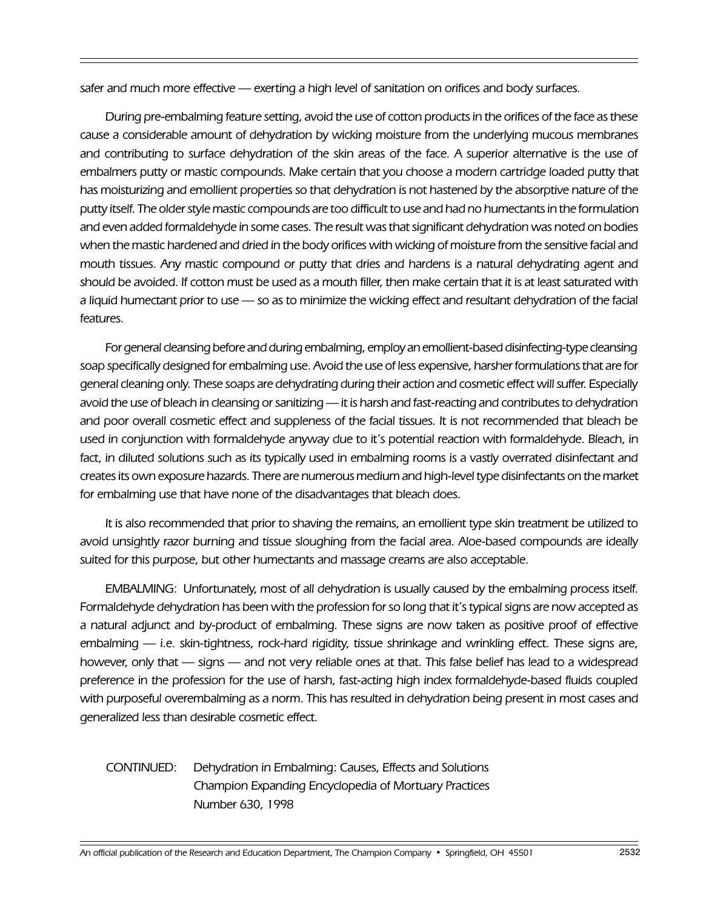*safer and much more effective — exerting a high level of sanitation on orifices and body surfaces.*

*During pre-embalming feature setting, avoid the use of cotton products in the orifices of the face as these cause a considerable amount of dehydration by wicking moisture from the underlying mucous membranes and contributing to surface dehydration of the skin areas of the face. A superior alternative is the use of embalmers putty or mastic compounds. Make certain that you choose a modern cartridge loaded putty that has moisturizing and emollient properties so that dehydration is not hastened by the absorptive nature of the putty itself. The older style mastic compounds are too difficult to use and had no humectants in the formulation and even added formaldehyde in some cases. The result was that significant dehydration was noted on bodies when the mastic hardened and dried in the body orifices with wicking of moisture from the sensitive facial and mouth tissues. Any mastic compound or putty that dries and hardens is a natural dehydrating agent and should be avoided. If cotton must be used as a mouth filler, then make certain that it is at least saturated with a liquid humectant prior to use — so as to minimize the wicking effect and resultant dehydration of the facial features.*

*For general cleansing before and during embalming, employ an emollient-based disinfecting-type cleansing soap specifically designed for embalming use. Avoid the use of less expensive, harsher formulations that are for general cleaning only. These soaps are dehydrating during their action and cosmetic effect will suffer. Especially avoid the use of bleach in cleansing or sanitizing — it is harsh and fast-reacting and contributes to dehydration and poor overall cosmetic effect and suppleness of the facial tissues. It is not recommended that bleach be used in conjunction with formaldehyde anyway due to it's potential reaction with formaldehyde. Bleach, in fact, in diluted solutions such as its typically used in embalming rooms is a vastly overrated disinfectant and creates its own exposure hazards. There are numerous medium and high-level type disinfectants on the market for embalming use that have none of the disadvantages that bleach does.*

*It is also recommended that prior to shaving the remains, an emollient type skin treatment be utilized to avoid unsightly razor burning and tissue sloughing from the facial area. Aloe-based compounds are ideally suited for this purpose, but other humectants and massage creams are also acceptable.*

*EMBALMING: Unfortunately, most of all dehydration is usually caused by the embalming process itself. Formaldehyde dehydration has been with the profession for so long that it's typical signs are now accepted as a natural adjunct and by-product of embalming. These signs are now taken as positive proof of effective embalming — i.e. skin-tightness, rock-hard rigidity, tissue shrinkage and wrinkling effect. These signs are, however, only that — signs — and not very reliable ones at that. This false belief has lead to a widespread preference in the profession for the use of harsh, fast-acting high index formaldehyde-based fluids coupled with purposeful overembalming as a norm. This has resulted in dehydration being present in most cases and generalized less than desirable cosmetic effect.*

*CONTINUED: Dehydration in Embalming: Causes, Effects and Solutions*
*Champion Expanding Encyclopedia of Mortuary Practices*
*Number 630, 1998*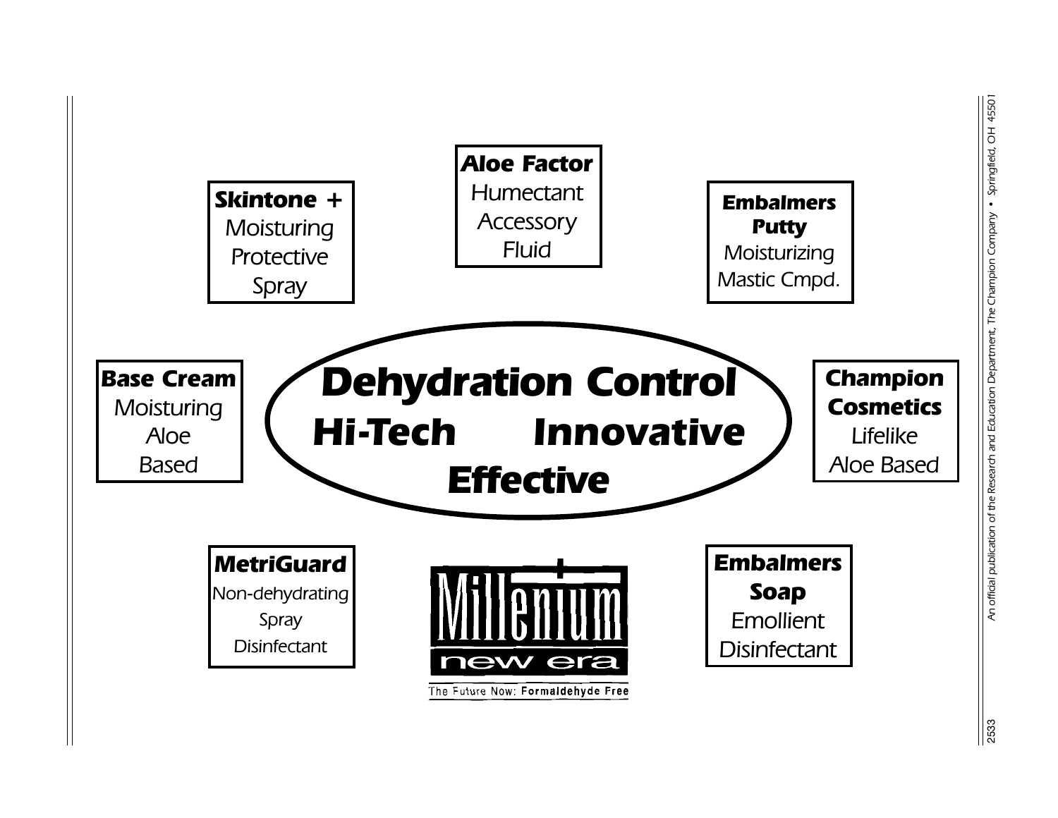**Aloe Factor**
Humectant
Accessory
Fluid

**Skintone +**
Moisturing
Protective
Spray

**Embalmers Putty**
Moisturizing
Mastic Cmpd.

## Dehydration Control

**Hi-Tech** **Innovative**

**Effective**

**Base Cream**
Moisturing
Aloe
Based

**Champion Cosmetics**
Lifelike
Aloe Based

**MetriGuard**
Non-dehydrating
Spray
Disinfectant

**Millenium**
new era
The Future Now: **Formaldehyde Free**

**Embalmers Soap**
Emollient
Disinfectant

2533 An official publication of the Research and Education Department, The Champion Company • Springfield, OH 45501